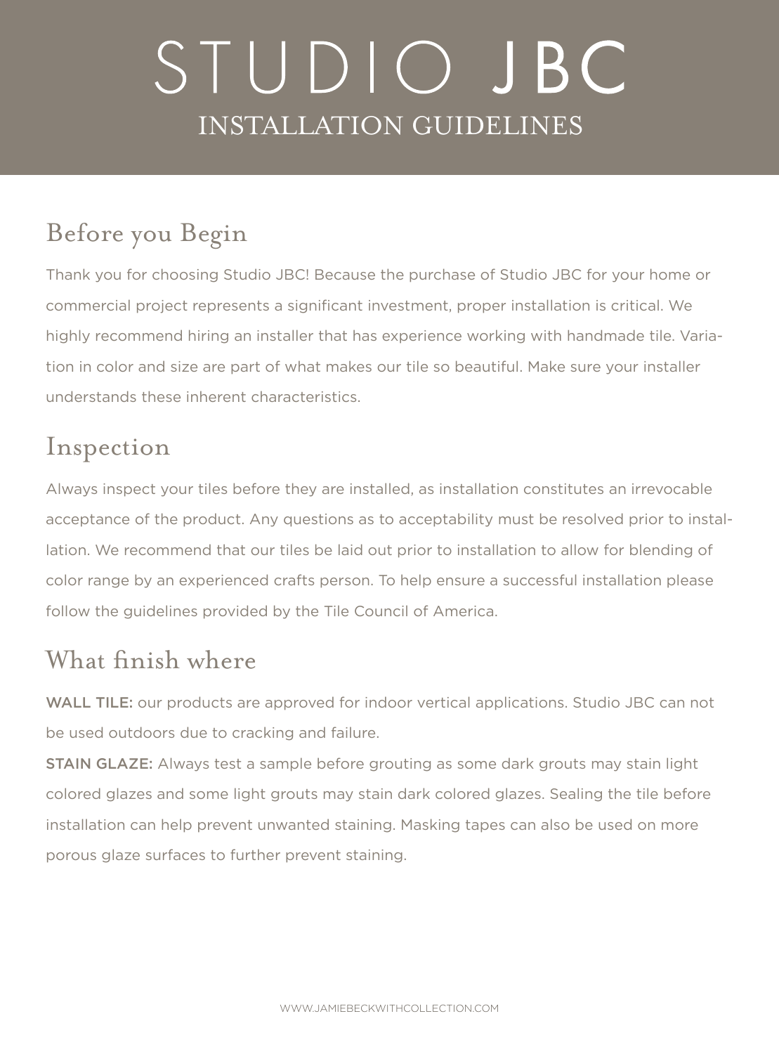# STUDIO JBC

## INSTALLATION GUIDELINES

## Before you Begin

Thank you for choosing Studio JBC! Because the purchase of Studio JBC for your home or commercial project represents a significant investment, proper installation is critical. We highly recommend hiring an installer that has experience working with handmade tile. Variation in color and size are part of what makes our tile so beautiful. Make sure your installer understands these inherent characteristics.

## Inspection

Always inspect your tiles before they are installed, as installation constitutes an irrevocable acceptance of the product. Any questions as to acceptability must be resolved prior to installation. We recommend that our tiles be laid out prior to installation to allow for blending of color range by an experienced crafts person. To help ensure a successful installation please follow the guidelines provided by the Tile Council of America.

## What finish where

WALL TILE: our products are approved for indoor vertical applications. Studio JBC can not be used outdoors due to cracking and failure.

STAIN GLAZE: Always test a sample before grouting as some dark grouts may stain light colored glazes and some light grouts may stain dark colored glazes. Sealing the tile before installation can help prevent unwanted staining. Masking tapes can also be used on more porous glaze surfaces to further prevent staining.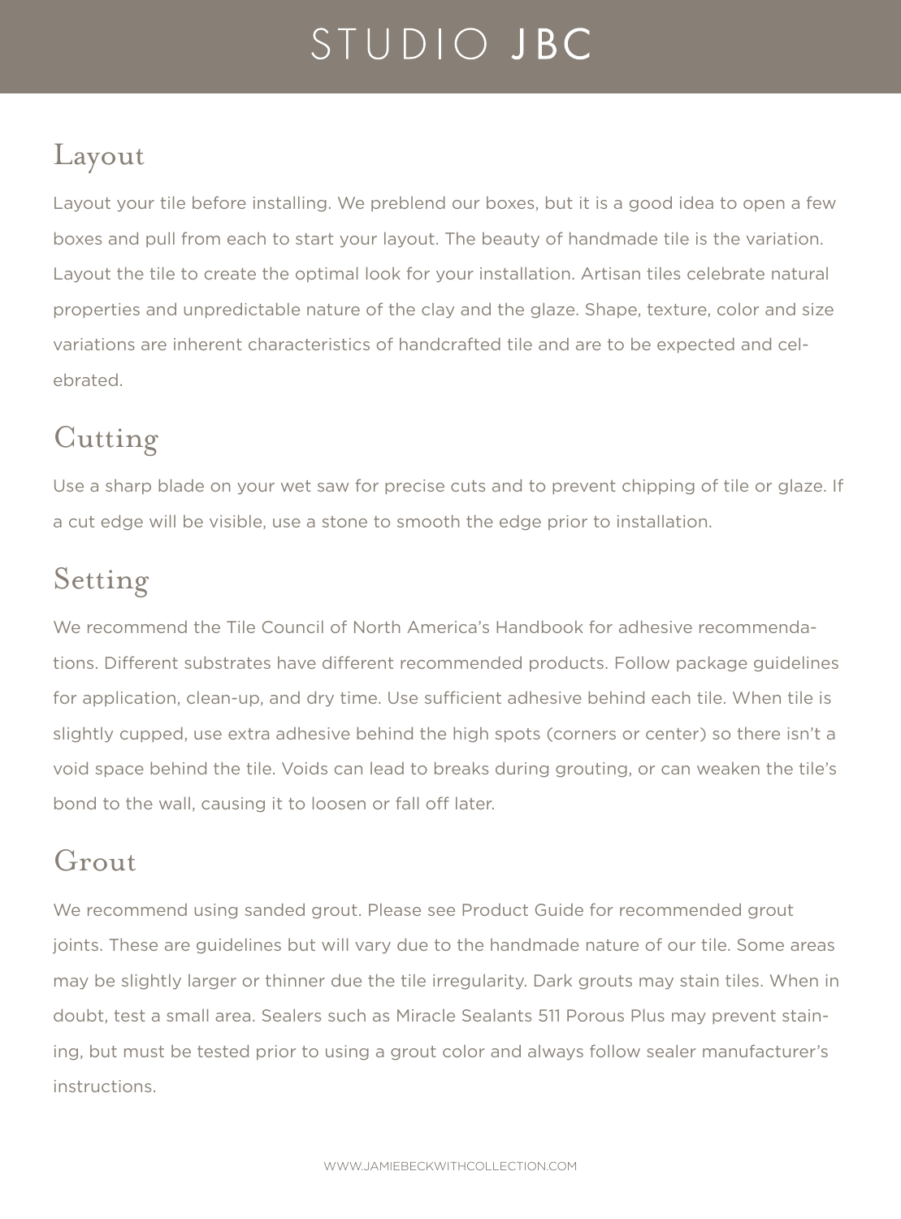## Layout

Layout your tile before installing. We preblend our boxes, but it is a good idea to open a few boxes and pull from each to start your layout. The beauty of handmade tile is the variation. Layout the tile to create the optimal look for your installation. Artisan tiles celebrate natural properties and unpredictable nature of the clay and the glaze. Shape, texture, color and size variations are inherent characteristics of handcrafted tile and are to be expected and celebrated.

## Cutting

Use a sharp blade on your wet saw for precise cuts and to prevent chipping of tile or glaze. If a cut edge will be visible, use a stone to smooth the edge prior to installation.

## Setting

We recommend the Tile Council of North America's Handbook for adhesive recommendations. Different substrates have different recommended products. Follow package guidelines for application, clean-up, and dry time. Use sufficient adhesive behind each tile. When tile is slightly cupped, use extra adhesive behind the high spots (corners or center) so there isn't a void space behind the tile. Voids can lead to breaks during grouting, or can weaken the tile's bond to the wall, causing it to loosen or fall off later.

## Grout

We recommend using sanded grout. Please see Product Guide for recommended grout joints. These are guidelines but will vary due to the handmade nature of our tile. Some areas may be slightly larger or thinner due the tile irregularity. Dark grouts may stain tiles. When in doubt, test a small area. Sealers such as Miracle Sealants 511 Porous Plus may prevent staining, but must be tested prior to using a grout color and always follow sealer manufacturer's instructions.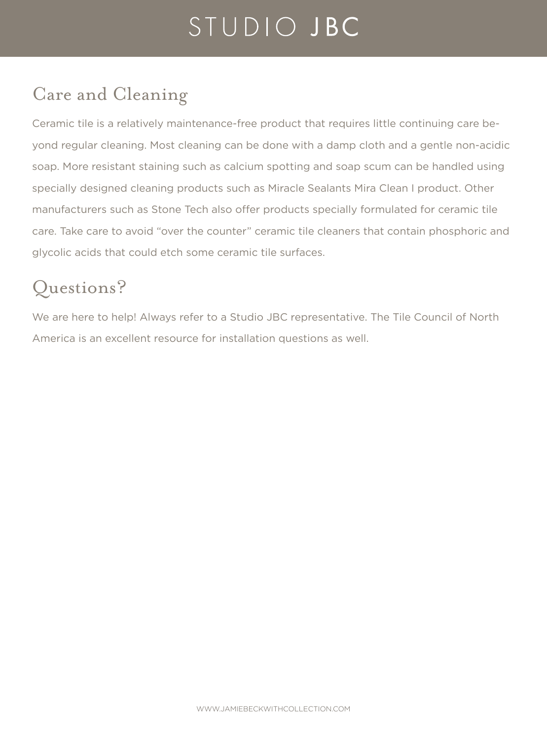## Care and Cleaning

Ceramic tile is a relatively maintenance-free product that requires little continuing care beyond regular cleaning. Most cleaning can be done with a damp cloth and a gentle non-acidic soap. More resistant staining such as calcium spotting and soap scum can be handled using specially designed cleaning products such as Miracle Sealants Mira Clean I product. Other manufacturers such as Stone Tech also offer products specially formulated for ceramic tile care. Take care to avoid "over the counter" ceramic tile cleaners that contain phosphoric and glycolic acids that could etch some ceramic tile surfaces.

## Questions?

We are here to help! Always refer to a Studio JBC representative. The Tile Council of North America is an excellent resource for installation questions as well.